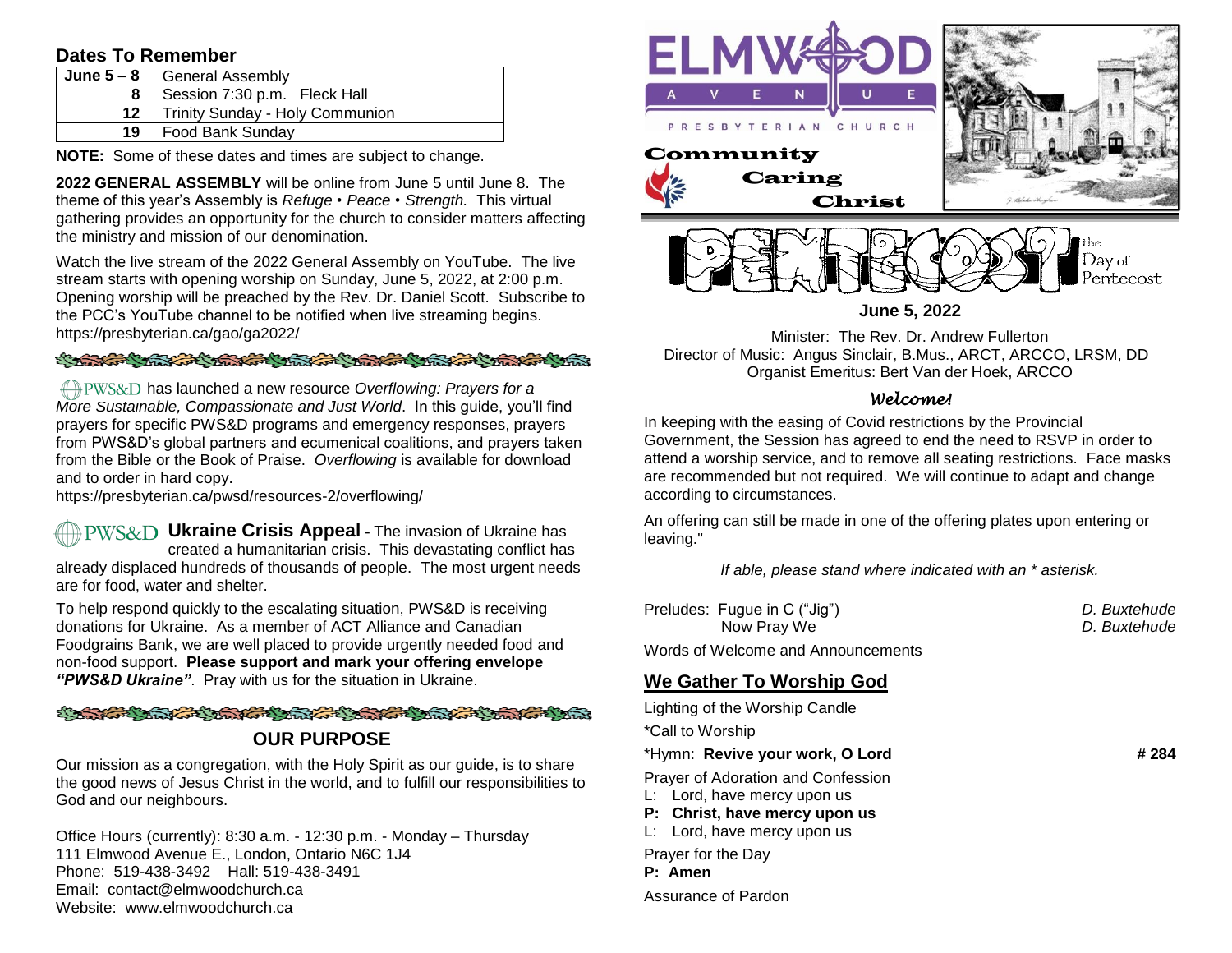## Dates To Remember

| June 5 – 8 | General Assembly |
|---|---|
| 8 | Session 7:30 p.m. Fleck Hall |
| 12 | Trinity Sunday - Holy Communion |
| 19 | Food Bank Sunday |

**NOTE:** Some of these dates and times are subject to change.

**2022 GENERAL ASSEMBLY** will be online from June 5 until June 8. The theme of this year's Assembly is *Refuge • Peace • Strength.* This virtual gathering provides an opportunity for the church to consider matters affecting the ministry and mission of our denomination.

Watch the live stream of the 2022 General Assembly on YouTube. The live stream starts with opening worship on Sunday, June 5, 2022, at 2:00 p.m. Opening worship will be preached by the Rev. Dr. Daniel Scott. Subscribe to the PCC's YouTube channel to be notified when live streaming begins. https://presbyterian.ca/gao/ga2022/

PWS&D has launched a new resource *Overflowing: Prayers for a More Sustainable, Compassionate and Just World*. In this guide, you'll find prayers for specific PWS&D programs and emergency responses, prayers from PWS&D's global partners and ecumenical coalitions, and prayers taken from the Bible or the Book of Praise. *Overflowing* is available for download and to order in hard copy.
https://presbyterian.ca/pwsd/resources-2/overflowing/

PWS&D **Ukraine Crisis Appeal** - The invasion of Ukraine has created a humanitarian crisis. This devastating conflict has already displaced hundreds of thousands of people. The most urgent needs are for food, water and shelter.

To help respond quickly to the escalating situation, PWS&D is receiving donations for Ukraine. As a member of ACT Alliance and Canadian Foodgrains Bank, we are well placed to provide urgently needed food and non-food support. **Please support and mark your offering envelope *"PWS&D Ukraine"*.** Pray with us for the situation in Ukraine.

## OUR PURPOSE

Our mission as a congregation, with the Holy Spirit as our guide, is to share the good news of Jesus Christ in the world, and to fulfill our responsibilities to God and our neighbours.

Office Hours (currently): 8:30 a.m. - 12:30 p.m. - Monday – Thursday
111 Elmwood Avenue E., London, Ontario N6C 1J4
Phone: 519-438-3492 Hall: 519-438-3491
Email: contact@elmwoodchurch.ca
Website: www.elmwoodchurch.ca

# ELMWOOD AVENUE PRESBYTERIAN CHURCH

Community Caring Christ

## PENTECOST – the Day of Pentecost

**June 5, 2022**

Minister: The Rev. Dr. Andrew Fullerton
Director of Music: Angus Sinclair, B.Mus., ARCT, ARCCO, LRSM, DD
Organist Emeritus: Bert Van der Hoek, ARCCO

### *Welcome!*

In keeping with the easing of Covid restrictions by the Provincial Government, the Session has agreed to end the need to RSVP in order to attend a worship service, and to remove all seating restrictions. Face masks are recommended but not required. We will continue to adapt and change according to circumstances.

An offering can still be made in one of the offering plates upon entering or leaving."

*If able, please stand where indicated with an * asterisk.*

Preludes: Fugue in C ("Jig") — *D. Buxtehude*
Now Pray We — *D. Buxtehude*

Words of Welcome and Announcements

## We Gather To Worship God

Lighting of the Worship Candle

*Call to Worship

*Hymn: **Revive your work, O Lord** — **# 284**

Prayer of Adoration and Confession
L: Lord, have mercy upon us
**P: Christ, have mercy upon us**
L: Lord, have mercy upon us

Prayer for the Day
**P: Amen**

Assurance of Pardon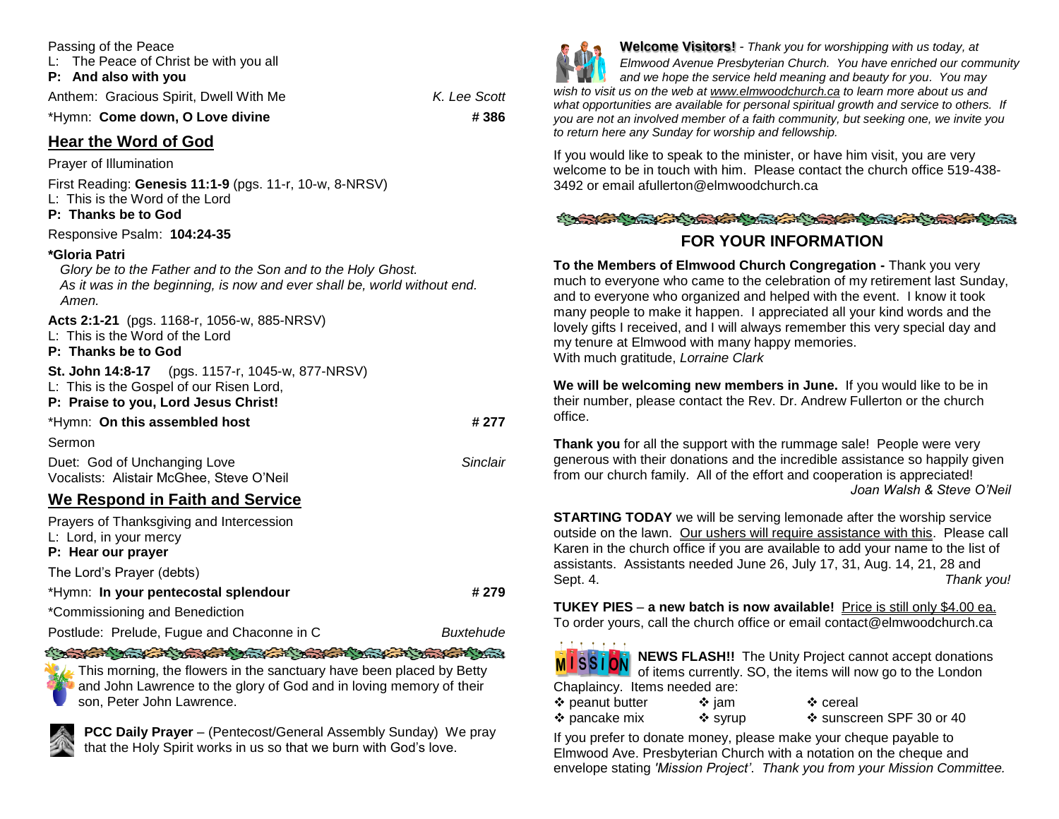Passing of the Peace

L: The Peace of Christ be with you all

**P: And also with you**

Anthem: Gracious Spirit, Dwell With Me *K. Lee Scott*

*Hymn: **Come down, O Love divine** **# 386**

## Hear the Word of God

Prayer of Illumination

First Reading: **Genesis 11:1-9** (pgs. 11-r, 10-w, 8-NRSV)

L: This is the Word of the Lord

**P: Thanks be to God**

Responsive Psalm: **104:24-35**

***Gloria Patri**

*Glory be to the Father and to the Son and to the Holy Ghost.*
*As it was in the beginning, is now and ever shall be, world without end. Amen.*

**Acts 2:1-21** (pgs. 1168-r, 1056-w, 885-NRSV)

L: This is the Word of the Lord

**P: Thanks be to God**

**St. John 14:8-17** (pgs. 1157-r, 1045-w, 877-NRSV)

L: This is the Gospel of our Risen Lord,

**P: Praise to you, Lord Jesus Christ!**

*Hymn: **On this assembled host** **# 277**

Sermon

Duet: God of Unchanging Love *Sinclair*

Vocalists: Alistair McGhee, Steve O'Neil

## We Respond in Faith and Service

Prayers of Thanksgiving and Intercession

L: Lord, in your mercy

**P: Hear our prayer**

The Lord's Prayer (debts)

*Hymn: **In your pentecostal splendour** **# 279**

*Commissioning and Benediction

Postlude: Prelude, Fugue and Chaconne in C *Buxtehude*

This morning, the flowers in the sanctuary have been placed by Betty and John Lawrence to the glory of God and in loving memory of their son, Peter John Lawrence.

**PCC Daily Prayer** – (Pentecost/General Assembly Sunday) We pray that the Holy Spirit works in us so that we burn with God's love.

**Welcome Visitors!** - *Thank you for worshipping with us today, at Elmwood Avenue Presbyterian Church. You have enriched our community and we hope the service held meaning and beauty for you. You may wish to visit us on the web at www.elmwoodchurch.ca to learn more about us and what opportunities are available for personal spiritual growth and service to others. If you are not an involved member of a faith community, but seeking one, we invite you to return here any Sunday for worship and fellowship.*

If you would like to speak to the minister, or have him visit, you are very welcome to be in touch with him. Please contact the church office 519-438-3492 or email afullerton@elmwoodchurch.ca

## FOR YOUR INFORMATION

**To the Members of Elmwood Church Congregation -** Thank you very much to everyone who came to the celebration of my retirement last Sunday, and to everyone who organized and helped with the event. I know it took many people to make it happen. I appreciated all your kind words and the lovely gifts I received, and I will always remember this very special day and my tenure at Elmwood with many happy memories.
With much gratitude, *Lorraine Clark*

**We will be welcoming new members in June.** If you would like to be in their number, please contact the Rev. Dr. Andrew Fullerton or the church office.

**Thank you** for all the support with the rummage sale! People were very generous with their donations and the incredible assistance so happily given from our church family. All of the effort and cooperation is appreciated!
*Joan Walsh & Steve O'Neil*

**STARTING TODAY** we will be serving lemonade after the worship service outside on the lawn. Our ushers will require assistance with this. Please call Karen in the church office if you are available to add your name to the list of assistants. Assistants needed June 26, July 17, 31, Aug. 14, 21, 28 and Sept. 4. *Thank you!*

**TUKEY PIES** – **a new batch is now available!** Price is still only $4.00 ea. To order yours, call the church office or email contact@elmwoodchurch.ca

**NEWS FLASH!!** The Unity Project cannot accept donations of items currently. SO, the items will now go to the London Chaplaincy. Items needed are:

- peanut butter
- jam
- cereal
- pancake mix
- syrup
- sunscreen SPF 30 or 40

If you prefer to donate money, please make your cheque payable to Elmwood Ave. Presbyterian Church with a notation on the cheque and envelope stating *'Mission Project'*. *Thank you from your Mission Committee.*